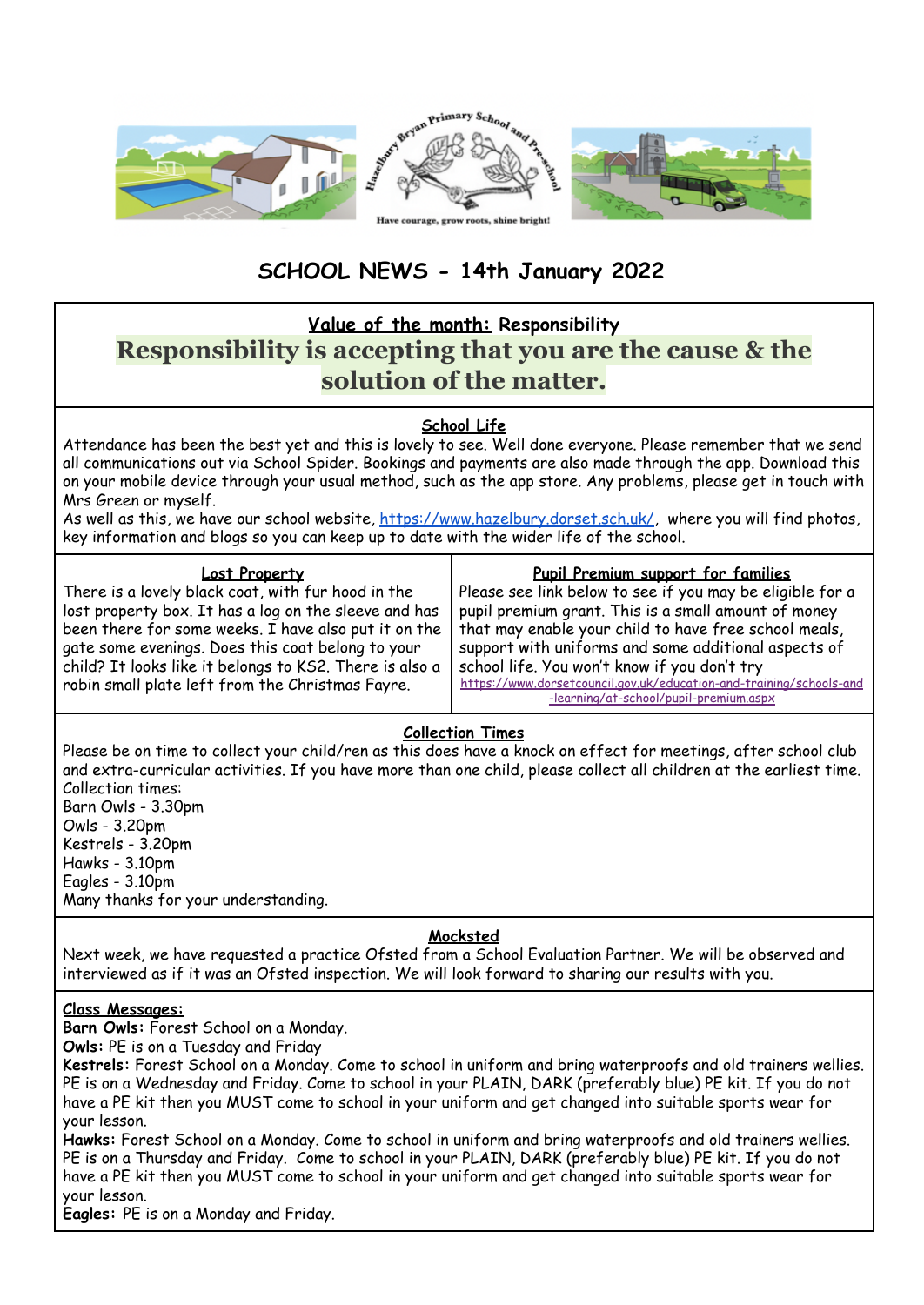Hazelbury Bryan Primary School and Pre-school

Have courage, grow roots, shine bright!

# SCHOOL NEWS - 14th January 2022

## Value of the month: Responsibility

**Responsibility is accepting that you are the cause & the solution of the matter.**

### School Life

Attendance has been the best yet and this is lovely to see. Well done everyone. Please remember that we send all communications out via School Spider. Bookings and payments are also made through the app. Download this on your mobile device through your usual method, such as the app store. Any problems, please get in touch with Mrs Green or myself.

As well as this, we have our school website, https://www.hazelbury.dorset.sch.uk/, where you will find photos, key information and blogs so you can keep up to date with the wider life of the school.

### Lost Property

There is a lovely black coat, with fur hood in the lost property box. It has a log on the sleeve and has been there for some weeks. I have also put it on the gate some evenings. Does this coat belong to your child? It looks like it belongs to KS2. There is also a robin small plate left from the Christmas Fayre.

### Pupil Premium support for families

Please see link below to see if you may be eligible for a pupil premium grant. This is a small amount of money that may enable your child to have free school meals, support with uniforms and some additional aspects of school life. You won't know if you don't try

https://www.dorsetcouncil.gov.uk/education-and-training/schools-and-learning/at-school/pupil-premium.aspx

### Collection Times

Please be on time to collect your child/ren as this does have a knock on effect for meetings, after school club and extra-curricular activities. If you have more than one child, please collect all children at the earliest time.

Collection times:

Barn Owls - 3.30pm

Owls - 3.20pm

Kestrels - 3.20pm

Hawks - 3.10pm

Eagles - 3.10pm

Many thanks for your understanding.

### Mocksted

Next week, we have requested a practice Ofsted from a School Evaluation Partner. We will be observed and interviewed as if it was an Ofsted inspection. We will look forward to sharing our results with you.

### Class Messages:

**Barn Owls:** Forest School on a Monday.

**Owls:** PE is on a Tuesday and Friday

**Kestrels:** Forest School on a Monday. Come to school in uniform and bring waterproofs and old trainers wellies. PE is on a Wednesday and Friday. Come to school in your PLAIN, DARK (preferably blue) PE kit. If you do not have a PE kit then you MUST come to school in your uniform and get changed into suitable sports wear for your lesson.

**Hawks:** Forest School on a Monday. Come to school in uniform and bring waterproofs and old trainers wellies. PE is on a Thursday and Friday. Come to school in your PLAIN, DARK (preferably blue) PE kit. If you do not have a PE kit then you MUST come to school in your uniform and get changed into suitable sports wear for your lesson.

**Eagles:** PE is on a Monday and Friday.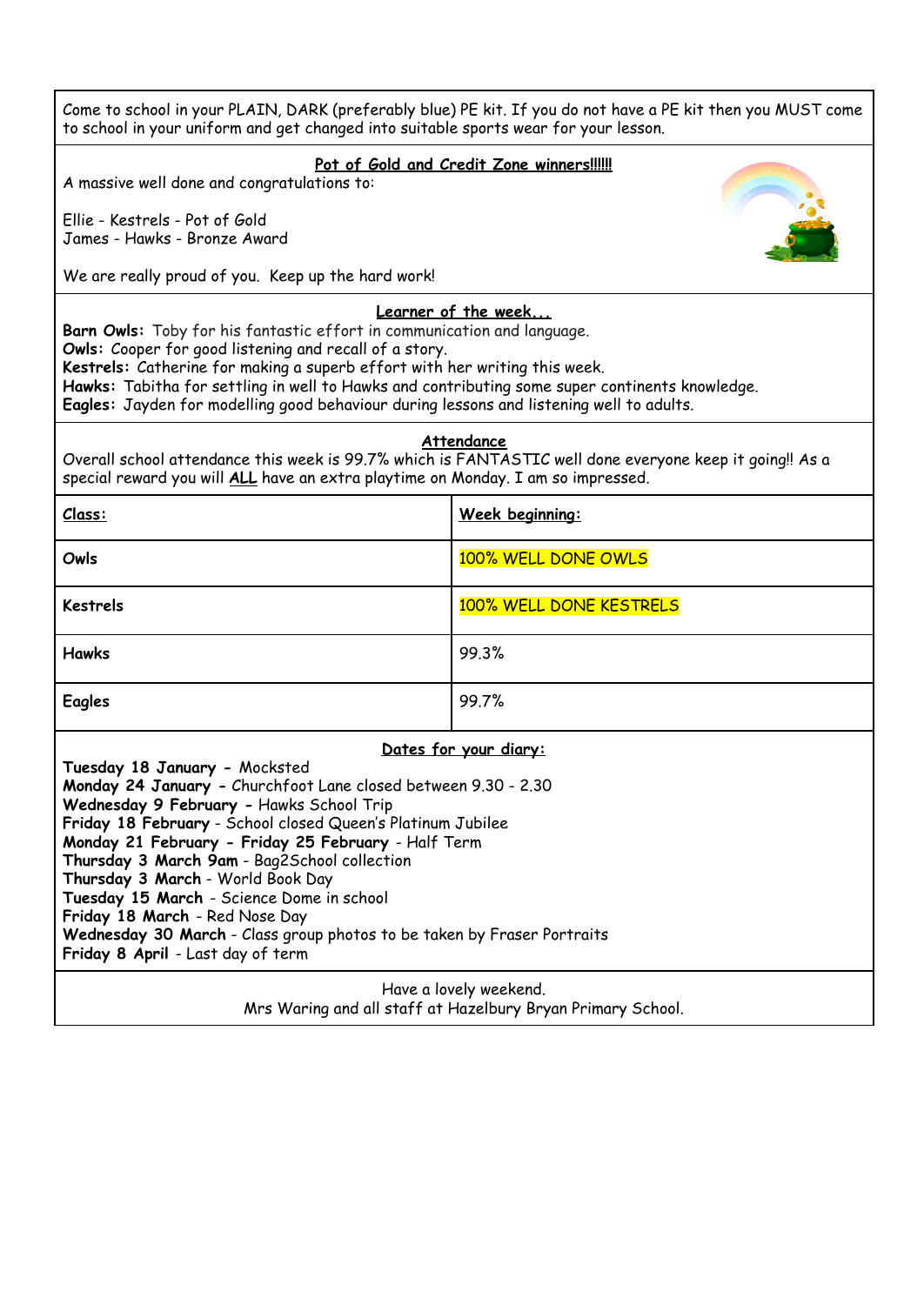Come to school in your PLAIN, DARK (preferably blue) PE kit. If you do not have a PE kit then you MUST come to school in your uniform and get changed into suitable sports wear for your lesson.

**Pot of Gold and Credit Zone winners!!!!!!**

A massive well done and congratulations to:

Ellie - Kestrels - Pot of Gold
James - Hawks - Bronze Award

We are really proud of you. Keep up the hard work!

**Learner of the week...**

**Barn Owls:** Toby for his fantastic effort in communication and language.
**Owls:** Cooper for good listening and recall of a story.
**Kestrels:** Catherine for making a superb effort with her writing this week.
**Hawks:** Tabitha for settling in well to Hawks and contributing some super continents knowledge.
**Eagles:** Jayden for modelling good behaviour during lessons and listening well to adults.

**Attendance**

Overall school attendance this week is 99.7% which is FANTASTIC well done everyone keep it going!! As a special reward you will **ALL** have an extra playtime on Monday. I am so impressed.

| Class: | Week beginning: |
|---|---|
| **Owls** | 100% WELL DONE OWLS |
| **Kestrels** | 100% WELL DONE KESTRELS |
| **Hawks** | 99.3% |
| **Eagles** | 99.7% |

**Dates for your diary:**

**Tuesday 18 January -** Mocksted
**Monday 24 January -** Churchfoot Lane closed between 9.30 - 2.30
**Wednesday 9 February -** Hawks School Trip
**Friday 18 February** - School closed Queen's Platinum Jubilee
**Monday 21 February - Friday 25 February** - Half Term
**Thursday 3 March 9am** - Bag2School collection
**Thursday 3 March** - World Book Day
**Tuesday 15 March** - Science Dome in school
**Friday 18 March** - Red Nose Day
**Wednesday 30 March** - Class group photos to be taken by Fraser Portraits
**Friday 8 April** - Last day of term

Have a lovely weekend.
Mrs Waring and all staff at Hazelbury Bryan Primary School.